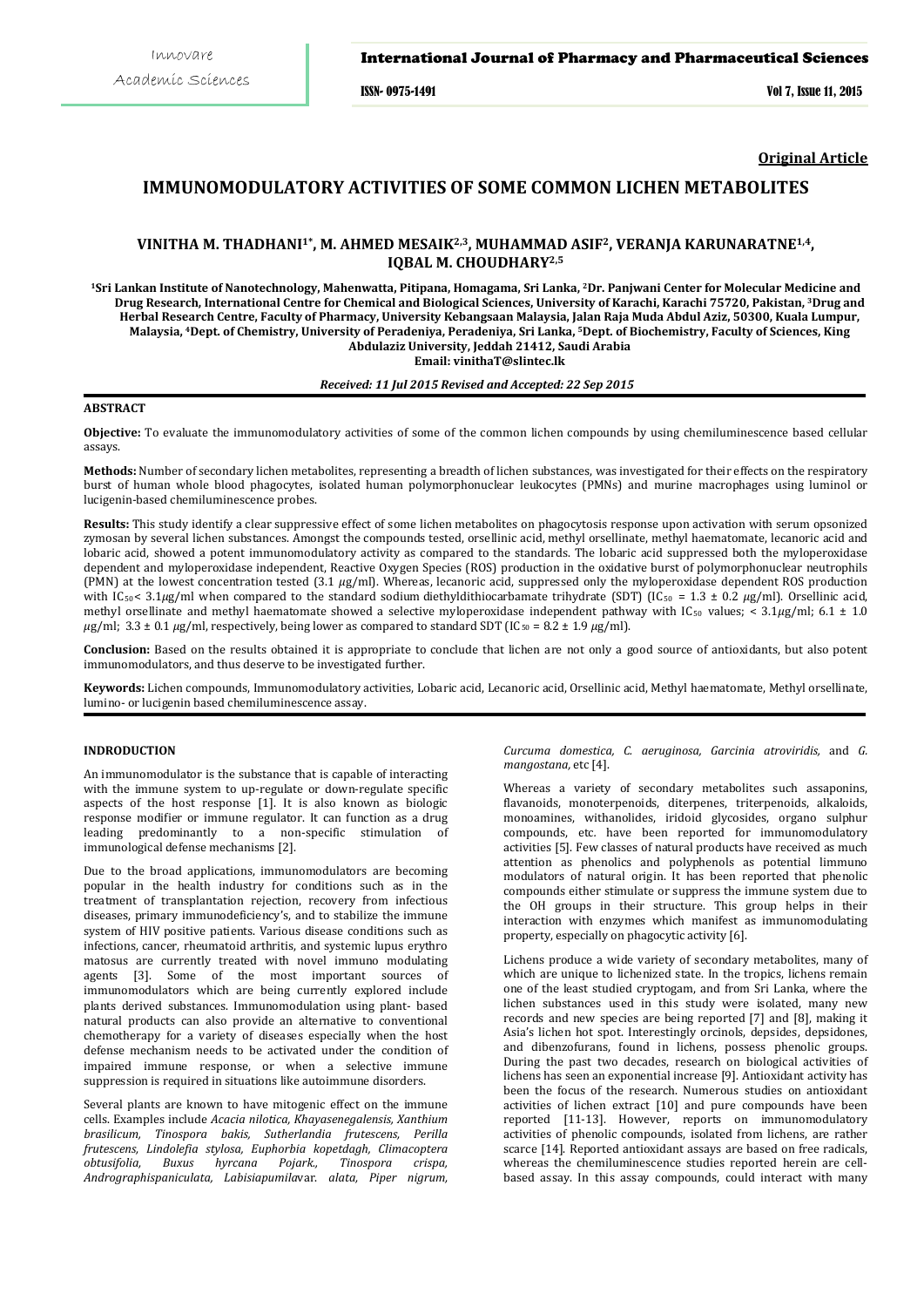**Original Article**

# IMMUNOMODULATORY ACTIVITIES OF SOME COMMON LICHEN METABOLITES

## VINITHA M. THADHANI[1*], M. AHMED MESAIK[2,3], MUHAMMAD ASIF[2], VERANJA KARUNARATNE[1,4], IQBAL M. CHOUDHARY[2,5]

[1]Sri Lankan Institute of Nanotechnology, Mahenwatta, Pitipana, Homagama, Sri Lanka, [2]Dr. Panjwani Center for Molecular Medicine and Drug Research, International Centre for Chemical and Biological Sciences, University of Karachi, Karachi 75720, Pakistan, [3]Drug and Herbal Research Centre, Faculty of Pharmacy, University Kebangsaan Malaysia, Jalan Raja Muda Abdul Aziz, 50300, Kuala Lumpur, Malaysia, [4]Dept. of Chemistry, University of Peradeniya, Peradeniya, Sri Lanka, [5]Dept. of Biochemistry, Faculty of Sciences, King Abdulaziz University, Jeddah 21412, Saudi Arabia
Email: vinithaT@slintec.lk

*Received: 11 Jul 2015 Revised and Accepted: 22 Sep 2015*

### ABSTRACT

**Objective:** To evaluate the immunomodulatory activities of some of the common lichen compounds by using chemiluminescence based cellular assays.

**Methods:** Number of secondary lichen metabolites, representing a breadth of lichen substances, was investigated for their effects on the respiratory burst of human whole blood phagocytes, isolated human polymorphonuclear leukocytes (PMNs) and murine macrophages using luminol or lucigenin-based chemiluminescence probes.

**Results:** This study identify a clear suppressive effect of some lichen metabolites on phagocytosis response upon activation with serum opsonized zymosan by several lichen substances. Amongst the compounds tested, orsellinic acid, methyl orsellinate, methyl haematomate, lecanoric acid and lobaric acid, showed a potent immunomodulatory activity as compared to the standards. The lobaric acid suppressed both the myloperoxidase dependent and myloperoxidase independent, Reactive Oxygen Species (ROS) production in the oxidative burst of polymorphonuclear neutrophils (PMN) at the lowest concentration tested (3.1 $\mu$g/ml). Whereas, lecanoric acid, suppressed only the myloperoxidase dependent ROS production with $IC_{50} < 3.1 \mu g/ml$ when compared to the standard sodium diethyldithiocarbamate trihydrate (SDT) ($IC_{50} = 1.3 \pm 0.2 \mu g/ml$). Orsellinic acid, methyl orsellinate and methyl haematomate showed a selective myloperoxidase independent pathway with $IC_{50}$ values; $< 3.1\mu g/ml$; $6.1 \pm 1.0 \mu g/ml$; $3.3 \pm 0.1 \mu g/ml$, respectively, being lower as compared to standard SDT ($IC_{50} = 8.2 \pm 1.9 \mu g/ml$).

**Conclusion:** Based on the results obtained it is appropriate to conclude that lichen are not only a good source of antioxidants, but also potent immunomodulators, and thus deserve to be investigated further.

**Keywords:** Lichen compounds, Immunomodulatory activities, Lobaric acid, Lecanoric acid, Orsellinic acid, Methyl haematomate, Methyl orsellinate, lumino- or lucigenin based chemiluminescence assay.

### INDRODUCTION

An immunomodulator is the substance that is capable of interacting with the immune system to up-regulate or down-regulate specific aspects of the host response [1]. It is also known as biologic response modifier or immune regulator. It can function as a drug leading predominantly to a non-specific stimulation of immunological defense mechanisms [2].

Due to the broad applications, immunomodulators are becoming popular in the health industry for conditions such as in the treatment of transplantation rejection, recovery from infectious diseases, primary immunodeficiency's, and to stabilize the immune system of HIV positive patients. Various disease conditions such as infections, cancer, rheumatoid arthritis, and systemic lupus erythro matosus are currently treated with novel immuno modulating agents [3]. Some of the most important sources of immunomodulators which are being currently explored include plants derived substances. Immunomodulation using plant- based natural products can also provide an alternative to conventional chemotherapy for a variety of diseases especially when the host defense mechanism needs to be activated under the condition of impaired immune response, or when a selective immune suppression is required in situations like autoimmune disorders.

Several plants are known to have mitogenic effect on the immune cells. Examples include *Acacia nilotica, Khayasenegalensis, Xanthium brasilicum, Tinospora bakis, Sutherlandia frutescens, Perilla frutescens, Lindolefia stylosa, Euphorbia kopetdagh, Climacoptera obtusifolia, Buxus hyrcana Pojark., Tinospora crispa, Andrographispaniculata, Labisiapumila*var. *alata, Piper nigrum, Curcuma domestica, C. aeruginosa, Garcinia atroviridis,* and *G. mangostana*, etc [4].

Whereas a variety of secondary metabolites such assaponins, flavanoids, monoterpenoids, diterpenes, triterpenoids, alkaloids, monoamines, withanolides, iridoid glycosides, organo sulphur compounds, etc. have been reported for immunomodulatory activities [5]. Few classes of natural products have received as much attention as phenolics and polyphenols as potential limmuno modulators of natural origin. It has been reported that phenolic compounds either stimulate or suppress the immune system due to the OH groups in their structure. This group helps in their interaction with enzymes which manifest as immunomodulating property, especially on phagocytic activity [6].

Lichens produce a wide variety of secondary metabolites, many of which are unique to lichenized state. In the tropics, lichens remain one of the least studied cryptogam, and from Sri Lanka, where the lichen substances used in this study were isolated, many new records and new species are being reported [7] and [8], making it Asia's lichen hot spot. Interestingly orcinols, depsides, depsidones, and dibenzofurans, found in lichens, possess phenolic groups. During the past two decades, research on biological activities of lichens has seen an exponential increase [9]. Antioxidant activity has been the focus of the research. Numerous studies on antioxidant activities of lichen extract [10] and pure compounds have been reported [11-13]. However, reports on immunomodulatory activities of phenolic compounds, isolated from lichens, are rather scarce [14]. Reported antioxidant assays are based on free radicals, whereas the chemiluminescence studies reported herein are cell-based assay. In this assay compounds, could interact with many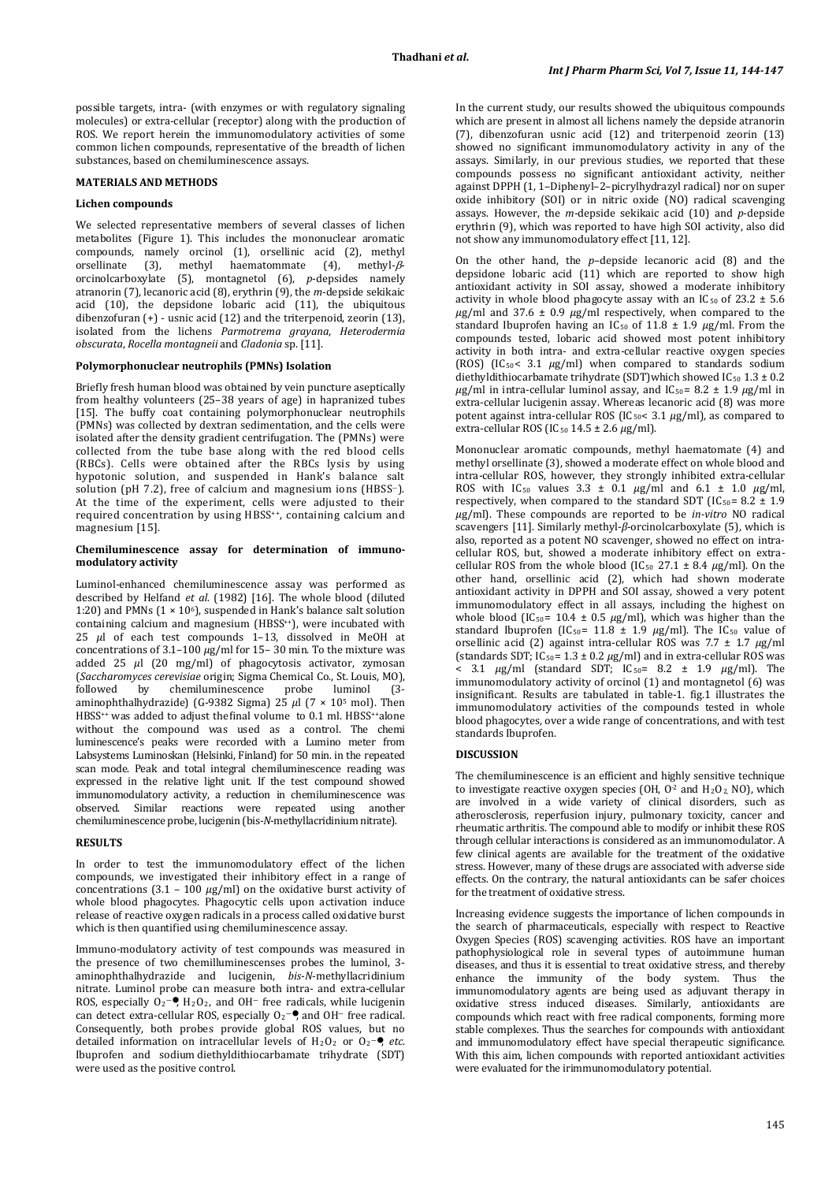possible targets, intra- (with enzymes or with regulatory signaling molecules) or extra-cellular (receptor) along with the production of ROS. We report herein the immunomodulatory activities of some common lichen compounds, representative of the breadth of lichen substances, based on chemiluminescence assays.

## MATERIALS AND METHODS

### Lichen compounds

We selected representative members of several classes of lichen metabolites (Figure 1). This includes the mononuclear aromatic compounds, namely orcinol (1), orsellinic acid (2), methyl orsellinate (3), methyl haematommate (4), methyl-*β*-orcinolcarboxylate (5), montagnetol (6), *p*-depsides namely atranorin (7), lecanoric acid (8), erythrin (9), the *m*-depside sekikaic acid (10), the depsidone lobaric acid (11), the ubiquitous dibenzofuran (+) - usnic acid (12) and the triterpenoid, zeorin (13), isolated from the lichens *Parmotrema grayana*, *Heterodermia obscurata*, *Rocella montagneii* and *Cladonia* sp. [11].

### Polymorphonuclear neutrophils (PMNs) Isolation

Briefly fresh human blood was obtained by vein puncture aseptically from healthy volunteers (25–38 years of age) in hapranized tubes [15]. The buffy coat containing polymorphonuclear neutrophils (PMNs) was collected by dextran sedimentation, and the cells were isolated after the density gradient centrifugation. The (PMNs) were collected from the tube base along with the red blood cells (RBCs). Cells were obtained after the RBCs lysis by using hypotonic solution, and suspended in Hank's balance salt solution (pH 7.2), free of calcium and magnesium ions ($HBSS^{-}$). At the time of the experiment, cells were adjusted to their required concentration by using $HBSS^{++}$, containing calcium and magnesium [15].

### Chemiluminescence assay for determination of immunomodulatory activity

Luminol-enhanced chemiluminescence assay was performed as described by Helfand *et al*. (1982) [16]. The whole blood (diluted 1:20) and PMNs ($1 \times 10^6$), suspended in Hank's balance salt solution containing calcium and magnesium ($HBSS^{++}$), were incubated with 25 *μ*l of each test compounds 1–13, dissolved in MeOH at concentrations of 3.1–100 *μ*g/ml for 15– 30 min. To the mixture was added 25 *μ*l (20 mg/ml) of phagocytosis activator, zymosan (*Saccharomyces cerevisiae* origin; Sigma Chemical Co., St. Louis, MO), followed by chemiluminescence probe luminol (3-aminophthalhydrazide) (G-9382 Sigma) 25 *μ*l ($7 \times 10^5$ mol). Then $HBSS^{++}$ was added to adjust thefinal volume to 0.1 ml. $HBSS^{++}$alone without the compound was used as a control. The chemi luminescence's peaks were recorded with a Lumino meter from Labsystems Luminoskan (Helsinki, Finland) for 50 min. in the repeated scan mode. Peak and total integral chemiluminescence reading was expressed in the relative light unit. If the test compound showed immunomodulatory activity, a reduction in chemiluminescence was observed. Similar reactions were repeated using another chemiluminescence probe, lucigenin (bis-*N*-methyllacridinium nitrate).

## RESULTS

In order to test the immunomodulatory effect of the lichen compounds, we investigated their inhibitory effect in a range of concentrations (3.1 – 100 *μ*g/ml) on the oxidative burst activity of whole blood phagocytes. Phagocytic cells upon activation induce release of reactive oxygen radicals in a process called oxidative burst which is then quantified using chemiluminescence assay.

Immuno-modulatory activity of test compounds was measured in the presence of two chemilluminescenses probes the luminol, 3-aminophthalhydrazide and lucigenin, *bis-N*-methyllacridinium nitrate. Luminol probe can measure both intra- and extra-cellular ROS, especially $O_2^{-\bullet}$, $H_2O_2$, and $OH^{-}$ free radicals, while lucigenin can detect extra-cellular ROS, especially $O_2^{-\bullet}$ and $OH^{-}$ free radical. Consequently, both probes provide global ROS values, but no detailed information on intracellular levels of $H_2O_2$ or $O_2^{-\bullet}$, *etc*. Ibuprofen and sodium diethyldithiocarbamate trihydrate (SDT) were used as the positive control.

In the current study, our results showed the ubiquitous compounds which are present in almost all lichens namely the depside atranorin (7), dibenzofuran usnic acid (12) and triterpenoid zeorin (13) showed no significant immunomodulatory activity in any of the assays. Similarly, in our previous studies, we reported that these compounds possess no significant antioxidant activity, neither against DPPH (1, 1–Diphenyl–2–picrylhydrazyl radical) nor on super oxide inhibitory (SOI) or in nitric oxide (NO) radical scavenging assays. However, the *m*-depside sekikaic acid (10) and *p*-depside erythrin (9), which was reported to have high SOI activity, also did not show any immunomodulatory effect [11, 12].

On the other hand, the *p*–depside lecanoric acid (8) and the depsidone lobaric acid (11) which are reported to show high antioxidant activity in SOI assay, showed a moderate inhibitory activity in whole blood phagocyte assay with an $IC_{50}$ of 23.2 ± 5.6 *μ*g/ml and 37.6 ± 0.9 *μ*g/ml respectively, when compared to the standard Ibuprofen having an $IC_{50}$ of 11.8 ± 1.9 *μ*g/ml. From the compounds tested, lobaric acid showed most potent inhibitory activity in both intra- and extra-cellular reactive oxygen species (ROS) ($IC_{50}$< 3.1 *μ*g/ml) when compared to standards sodium diethyldithiocarbamate trihydrate (SDT)which showed $IC_{50}$ 1.3 ± 0.2 *μ*g/ml in intra-cellular luminol assay, and $IC_{50}$= 8.2 ± 1.9 *μ*g/ml in extra-cellular lucigenin assay. Whereas lecanoric acid (8) was more potent against intra-cellular ROS ($IC_{50}$< 3.1 *μ*g/ml), as compared to extra-cellular ROS ($IC_{50}$ 14.5 ± 2.6 *μ*g/ml).

Mononuclear aromatic compounds, methyl haematomate (4) and methyl orsellinate (3), showed a moderate effect on whole blood and intra-cellular ROS, however, they strongly inhibited extra-cellular ROS with $IC_{50}$ values 3.3 ± 0.1 *μ*g/ml and 6.1 ± 1.0 *μ*g/ml, respectively, when compared to the standard SDT ($IC_{50}$= 8.2 ± 1.9 *μ*g/ml). These compounds are reported to be *in-vitro* NO radical scavengers [11]. Similarly methyl-*β*-orcinolcarboxylate (5), which is also, reported as a potent NO scavenger, showed no effect on intra-cellular ROS, but, showed a moderate inhibitory effect on extra-cellular ROS from the whole blood ($IC_{50}$ 27.1 ± 8.4 *μ*g/ml). On the other hand, orsellinic acid (2), which had shown moderate antioxidant activity in DPPH and SOI assay, showed a very potent immunomodulatory effect in all assays, including the highest on whole blood ($IC_{50}$= 10.4 ± 0.5 *μ*g/ml), which was higher than the standard Ibuprofen ($IC_{50}$= 11.8 ± 1.9 *μ*g/ml). The $IC_{50}$ value of orsellinic acid (2) against intra-cellular ROS was 7.7 ± 1.7 *μ*g/ml (standards SDT; $IC_{50}$= 1.3 ± 0.2 *μ*g/ml) and in extra-cellular ROS was < 3.1 *μ*g/ml (standard SDT; $IC_{50}$= 8.2 ± 1.9 *μ*g/ml). The immunomodulatory activity of orcinol (1) and montagnetol (6) was insignificant. Results are tabulated in table-1. fig.1 illustrates the immunomodulatory activities of the compounds tested in whole blood phagocytes, over a wide range of concentrations, and with test standards Ibuprofen.

## DISCUSSION

The chemiluminescence is an efficient and highly sensitive technique to investigate reactive oxygen species (OH, $O^{-2}$ and $H_2O_2$, NO), which are involved in a wide variety of clinical disorders, such as atherosclerosis, reperfusion injury, pulmonary toxicity, cancer and rheumatic arthritis. The compound able to modify or inhibit these ROS through cellular interactions is considered as an immunomodulator. A few clinical agents are available for the treatment of the oxidative stress. However, many of these drugs are associated with adverse side effects. On the contrary, the natural antioxidants can be safer choices for the treatment of oxidative stress.

Increasing evidence suggests the importance of lichen compounds in the search of pharmaceuticals, especially with respect to Reactive Oxygen Species (ROS) scavenging activities. ROS have an important pathophysiological role in several types of autoimmune human diseases, and thus it is essential to treat oxidative stress, and thereby enhance the immunity of the body system. Thus the immunomodulatory agents are being used as adjuvant therapy in oxidative stress induced diseases. Similarly, antioxidants are compounds which react with free radical components, forming more stable complexes. Thus the searches for compounds with antioxidant and immunomodulatory effect have special therapeutic significance. With this aim, lichen compounds with reported antioxidant activities were evaluated for the irimmunomodulatory potential.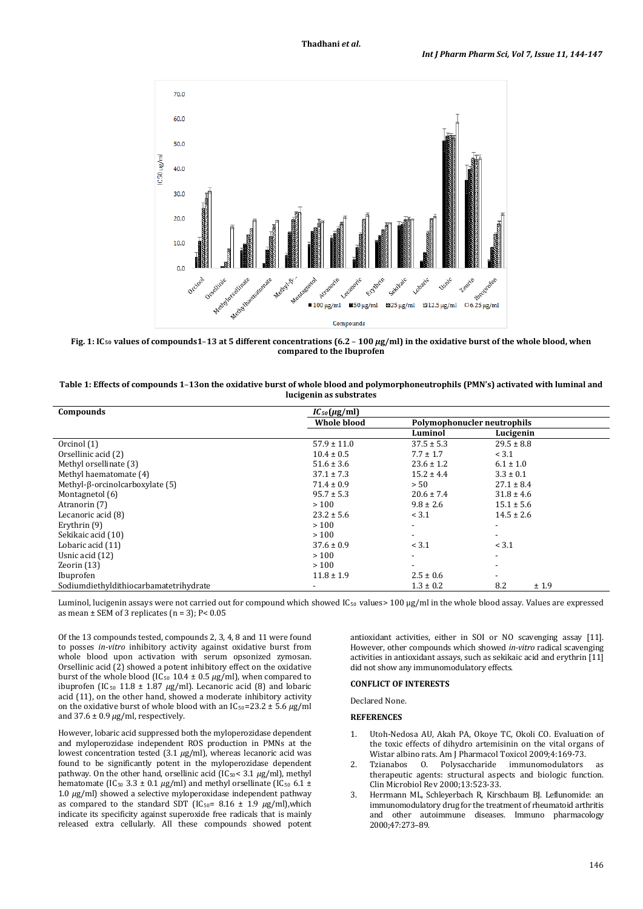**Fig. 1: $IC_{50}$ values of compounds1–13 at 5 different concentrations (6.2 – 100 $\mu$g/ml) in the oxidative burst of the whole blood, when compared to the Ibuprofen**

**Table 1: Effects of compounds 1–13on the oxidative burst of whole blood and polymorphoneutrophils (PMN's) activated with luminal and lucigenin as substrates**

| Compounds | $IC_{50}$ ($\mu$g/ml) | | |
|---|---|---|---|
| | Whole blood | Polymophonucler neutrophils | |
| | | Luminol | Lucigenin |
| Orcinol (1) | 57.9 ± 11.0 | 37.5 ± 5.3 | 29.5 ± 8.8 |
| Orsellinic acid (2) | 10.4 ± 0.5 | 7.7 ± 1.7 | < 3.1 |
| Methyl orsellinate (3) | 51.6 ± 3.6 | 23.6 ± 1.2 | 6.1 ± 1.0 |
| Methyl haematomate (4) | 37.1 ± 7.3 | 15.2 ± 4.4 | 3.3 ± 0.1 |
| Methyl-β-orcinolcarboxylate (5) | 71.4 ± 0.9 | > 50 | 27.1 ± 8.4 |
| Montagnetol (6) | 95.7 ± 5.3 | 20.6 ± 7.4 | 31.8 ± 4.6 |
| Atranorin (7) | > 100 | 9.8 ± 2.6 | 15.1 ± 5.6 |
| Lecanoric acid (8) | 23.2 ± 5.6 | < 3.1 | 14.5 ± 2.6 |
| Erythrin (9) | > 100 | - | - |
| Sekikaic acid (10) | > 100 | - | - |
| Lobaric acid (11) | 37.6 ± 0.9 | < 3.1 | < 3.1 |
| Usnic acid (12) | > 100 | - | - |
| Zeorin (13) | > 100 | - | - |
| Ibuprofen | 11.8 ± 1.9 | 2.5 ± 0.6 | - |
| Sodiumdiethyldithiocarbamatetrihydrate | - | 1.3 ± 0.2 | 8.2 ± 1.9 |

Luminol, lucigenin assays were not carried out for compound which showed $IC_{50}$ values> 100 µg/ml in the whole blood assay. Values are expressed as mean ± SEM of 3 replicates (n = 3); $P< 0.05$

Of the 13 compounds tested, compounds 2, 3, 4, 8 and 11 were found to posses *in-vitro* inhibitory activity against oxidative burst from whole blood upon activation with serum opsonized zymosan. Orsellinic acid (2) showed a potent inhibitory effect on the oxidative burst of the whole blood ($IC_{50}$ 10.4 ± 0.5 $\mu$g/ml), when compared to ibuprofen ($IC_{50}$ 11.8 ± 1.87 $\mu$g/ml). Lecanoric acid (8) and lobaric acid (11), on the other hand, showed a moderate inhibitory activity on the oxidative burst of whole blood with an $IC_{50}$=23.2 ± 5.6 $\mu$g/ml and 37.6 ± 0.9 $\mu$g/ml, respectively.

However, lobaric acid suppressed both the myloperozidase dependent and myloperozidase independent ROS production in PMNs at the lowest concentration tested (3.1 $\mu$g/ml), whereas lecanoric acid was found to be significantly potent in the myloperozidase dependent pathway. On the other hand, orsellinic acid ($IC_{50}$< 3.1 $\mu$g/ml), methyl hematomate ($IC_{50}$ 3.3 ± 0.1 $\mu$g/ml) and methyl orsellinate ($IC_{50}$ 6.1 ± 1.0 $\mu$g/ml) showed a selective myloperoxidase independent pathway as compared to the standard SDT ($IC_{50}$= 8.16 ± 1.9 $\mu$g/ml),which indicate its specificity against superoxide free radicals that is mainly released extra cellularly. All these compounds showed potent antioxidant activities, either in SOI or NO scavenging assay [11]. However, other compounds which showed *in-vitro* radical scavenging activities in antioxidant assays, such as sekikaic acid and erythrin [11] did not show any immunomodulatory effects.

## CONFLICT OF INTERESTS

Declared None.

## REFERENCES

1. Utoh-Nedosa AU, Akah PA, Okoye TC, Okoli CO. Evaluation of the toxic effects of dihydro artemisinin on the vital organs of Wistar albino rats. Am J Pharmacol Toxicol 2009;4:169-73.
2. Tzianabos O. Polysaccharide immunomodulators as therapeutic agents: structural aspects and biologic function. Clin Microbiol Rev 2000;13:523-33.
3. Herrmann ML, Schleyerbach R, Kirschbaum BJ. Leflunomide: an immunomodulatory drug for the treatment of rheumatoid arthritis and other autoimmune diseases. Immuno pharmacology 2000;47:273–89.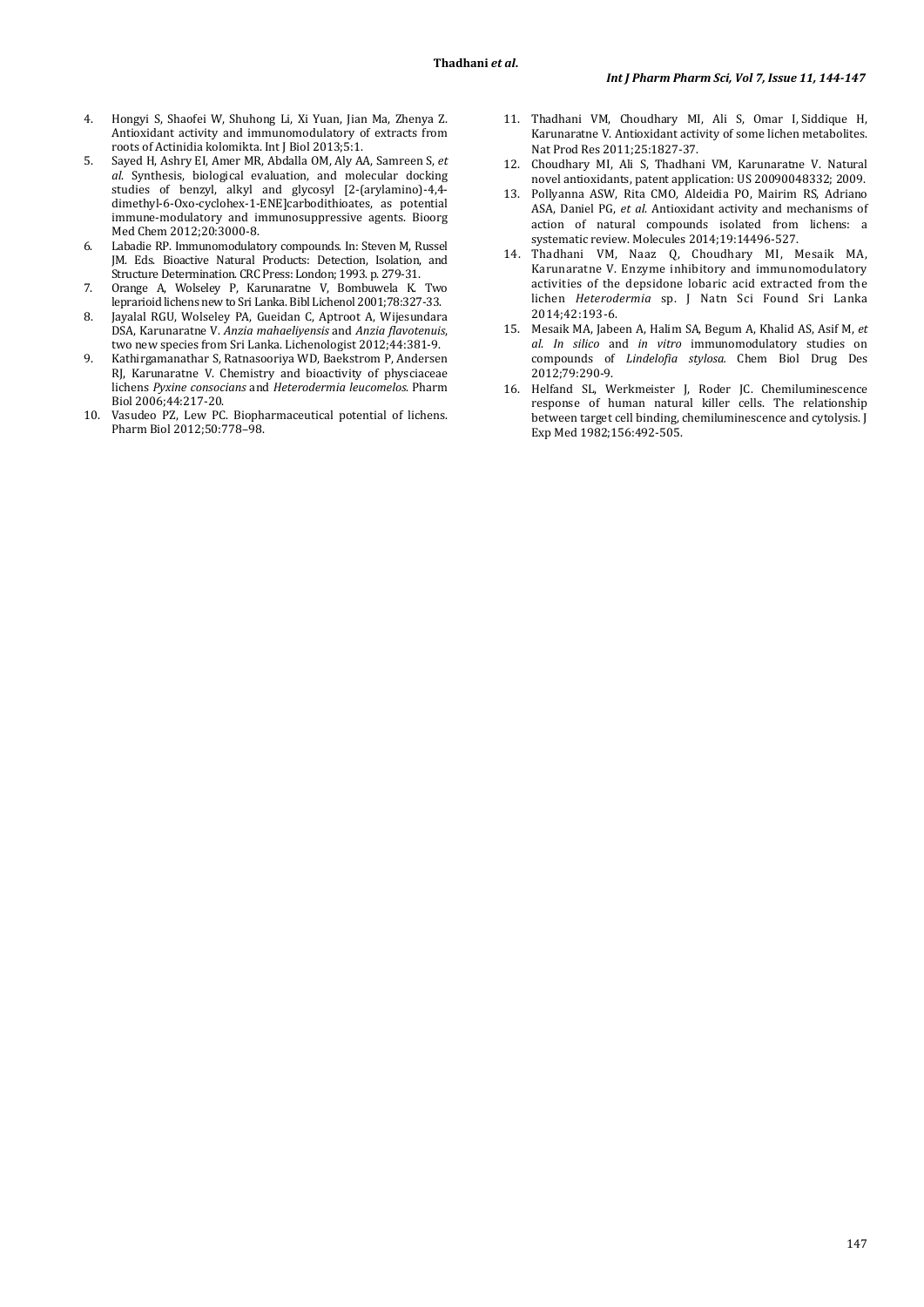4. Hongyi S, Shaofei W, Shuhong Li, Xi Yuan, Jian Ma, Zhenya Z. Antioxidant activity and immunomodulatory of extracts from roots of Actinidia kolomikta. Int J Biol 2013;5:1.
5. Sayed H, Ashry EI, Amer MR, Abdalla OM, Aly AA, Samreen S, *et al*. Synthesis, biological evaluation, and molecular docking studies of benzyl, alkyl and glycosyl [2-(arylamino)-4,4-dimethyl-6-Oxo-cyclohex-1-ENE]carbodithioates, as potential immune-modulatory and immunosuppressive agents. Bioorg Med Chem 2012;20:3000-8.
6. Labadie RP. Immunomodulatory compounds. In: Steven M, Russel JM. Eds. Bioactive Natural Products: Detection, Isolation, and Structure Determination. CRC Press: London; 1993. p. 279-31.
7. Orange A, Wolseley P, Karunaratne V, Bombuwela K. Two leprarioid lichens new to Sri Lanka. Bibl Lichenol 2001;78:327-33.
8. Jayalal RGU, Wolseley PA, Gueidan C, Aptroot A, Wijesundara DSA, Karunaratne V. *Anzia mahaeliyensis* and *Anzia flavotenuis*, two new species from Sri Lanka. Lichenologist 2012;44:381-9.
9. Kathirgamanathar S, Ratnasooriya WD, Baekstrom P, Andersen RJ, Karunaratne V. Chemistry and bioactivity of physciaceae lichens *Pyxine consocians* and *Heterodermia leucomelos*. Pharm Biol 2006;44:217-20.
10. Vasudeo PZ, Lew PC. Biopharmaceutical potential of lichens. Pharm Biol 2012;50:778–98.
11. Thadhani VM, Choudhary MI, Ali S, Omar I, Siddique H, Karunaratne V. Antioxidant activity of some lichen metabolites. Nat Prod Res 2011;25:1827-37.
12. Choudhary MI, Ali S, Thadhani VM, Karunaratne V. Natural novel antioxidants, patent application: US 20090048332; 2009.
13. Pollyanna ASW, Rita CMO, Aldeidia PO, Mairim RS, Adriano ASA, Daniel PG, *et al*. Antioxidant activity and mechanisms of action of natural compounds isolated from lichens: a systematic review. Molecules 2014;19:14496-527.
14. Thadhani VM, Naaz Q, Choudhary MI, Mesaik MA, Karunaratne V. Enzyme inhibitory and immunomodulatory activities of the depsidone lobaric acid extracted from the lichen *Heterodermia* sp. J Natn Sci Found Sri Lanka 2014;42:193-6.
15. Mesaik MA, Jabeen A, Halim SA, Begum A, Khalid AS, Asif M, *et al*. *In silico* and *in vitro* immunomodulatory studies on compounds of *Lindelofia stylosa*. Chem Biol Drug Des 2012;79:290-9.
16. Helfand SL, Werkmeister J, Roder JC. Chemiluminescence response of human natural killer cells. The relationship between target cell binding, chemiluminescence and cytolysis. J Exp Med 1982;156:492-505.